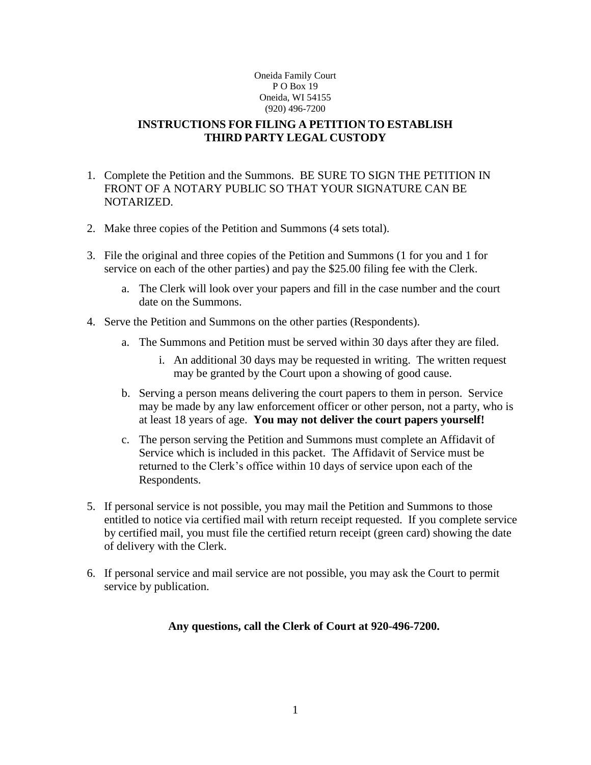Oneida Family Court
P O Box 19
Oneida, WI 54155
(920) 496-7200

## INSTRUCTIONS FOR FILING A PETITION TO ESTABLISH THIRD PARTY LEGAL CUSTODY

1. Complete the Petition and the Summons. BE SURE TO SIGN THE PETITION IN FRONT OF A NOTARY PUBLIC SO THAT YOUR SIGNATURE CAN BE NOTARIZED.

2. Make three copies of the Petition and Summons (4 sets total).

3. File the original and three copies of the Petition and Summons (1 for you and 1 for service on each of the other parties) and pay the $25.00 filing fee with the Clerk.

   a. The Clerk will look over your papers and fill in the case number and the court date on the Summons.

4. Serve the Petition and Summons on the other parties (Respondents).

   a. The Summons and Petition must be served within 30 days after they are filed.

      i. An additional 30 days may be requested in writing. The written request may be granted by the Court upon a showing of good cause.

   b. Serving a person means delivering the court papers to them in person. Service may be made by any law enforcement officer or other person, not a party, who is at least 18 years of age. **You may not deliver the court papers yourself!**

   c. The person serving the Petition and Summons must complete an Affidavit of Service which is included in this packet. The Affidavit of Service must be returned to the Clerk's office within 10 days of service upon each of the Respondents.

5. If personal service is not possible, you may mail the Petition and Summons to those entitled to notice via certified mail with return receipt requested. If you complete service by certified mail, you must file the certified return receipt (green card) showing the date of delivery with the Clerk.

6. If personal service and mail service are not possible, you may ask the Court to permit service by publication.

**Any questions, call the Clerk of Court at 920-496-7200.**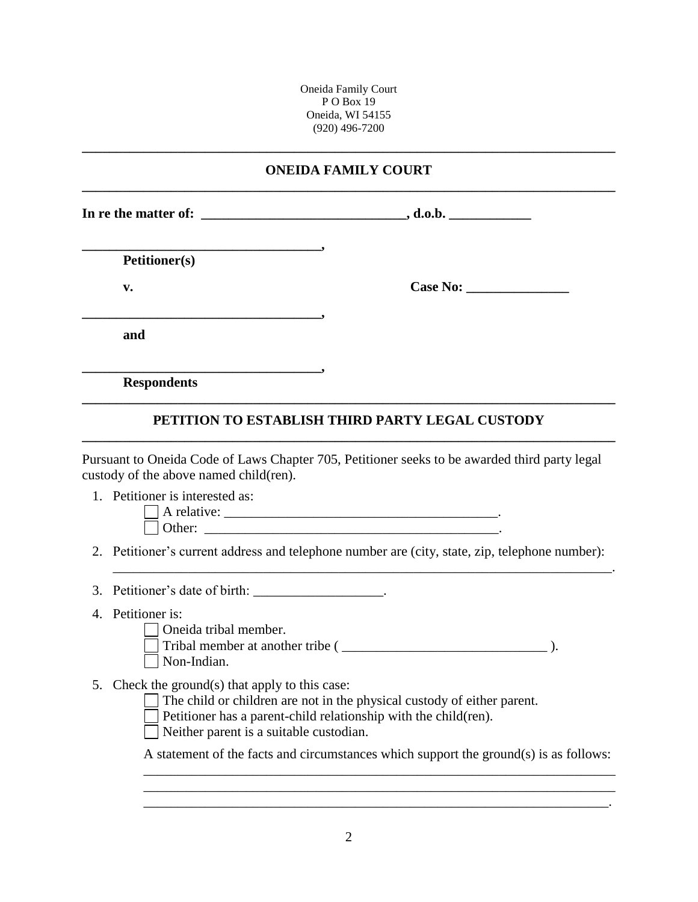Oneida Family Court
P O Box 19
Oneida, WI 54155
(920) 496-7200

---

## ONEIDA FAMILY COURT

---

**In re the matter of: ______________________________, d.o.b. ____________**

**__________________________________,**
**Petitioner(s)**

**v.** **Case No: _______________**

**__________________________________,**
**and**

**__________________________________,**
**Respondents**

---

## PETITION TO ESTABLISH THIRD PARTY LEGAL CUSTODY

---

Pursuant to Oneida Code of Laws Chapter 705, Petitioner seeks to be awarded third party legal custody of the above named child(ren).

1. Petitioner is interested as:
   - ☐ A relative: ________________________________________.
   - ☐ Other: ____________________________________________.
2. Petitioner's current address and telephone number are (city, state, zip, telephone number): ____________________________________________________________________________.
3. Petitioner's date of birth: ___________________.
4. Petitioner is:
   - ☐ Oneida tribal member.
   - ☐ Tribal member at another tribe ( ______________________________ ).
   - ☐ Non-Indian.
5. Check the ground(s) that apply to this case:
   - ☐ The child or children are not in the physical custody of either parent.
   - ☐ Petitioner has a parent-child relationship with the child(ren).
   - ☐ Neither parent is a suitable custodian.

   A statement of the facts and circumstances which support the ground(s) is as follows:
   ______________________________________________________________________
   ______________________________________________________________________
   _____________________________________________________________________.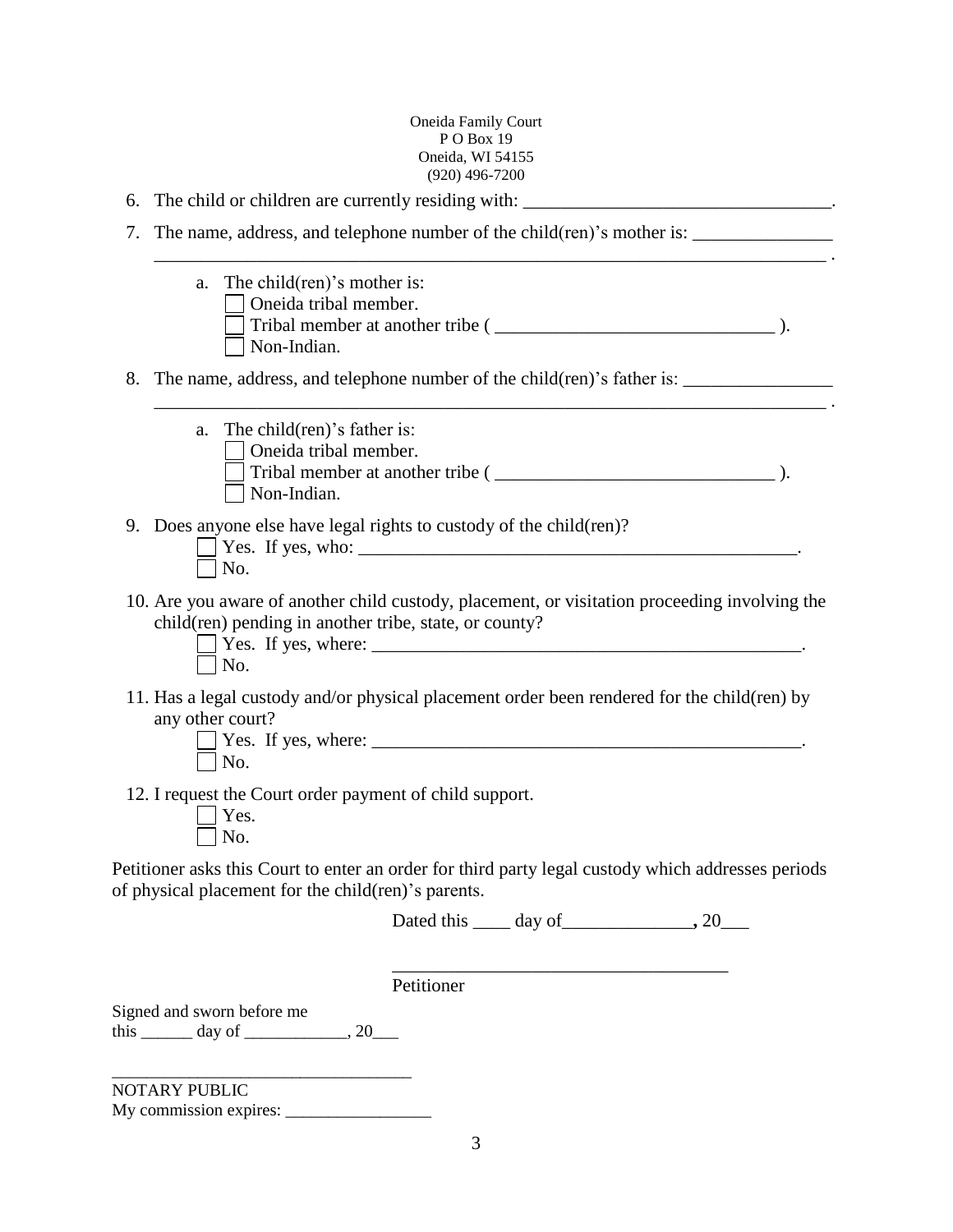Oneida Family Court
P O Box 19
Oneida, WI 54155
(920) 496-7200

6. The child or children are currently residing with: ________________________________.

7. The name, address, and telephone number of the child(ren)'s mother is: ______________ ________________________________________________________________________ .

   a. The child(ren)'s mother is:
      - ☐ Oneida tribal member.
      - ☐ Tribal member at another tribe ( _____________________________ ).
      - ☐ Non-Indian.

8. The name, address, and telephone number of the child(ren)'s father is: _______________ ________________________________________________________________________ .

   a. The child(ren)'s father is:
      - ☐ Oneida tribal member.
      - ☐ Tribal member at another tribe ( _____________________________ ).
      - ☐ Non-Indian.

9. Does anyone else have legal rights to custody of the child(ren)?
   - ☐ Yes. If yes, who: _______________________________________________.
   - ☐ No.

10. Are you aware of another child custody, placement, or visitation proceeding involving the child(ren) pending in another tribe, state, or county?
    - ☐ Yes. If yes, where: _____________________________________________.
    - ☐ No.

11. Has a legal custody and/or physical placement order been rendered for the child(ren) by any other court?
    - ☐ Yes. If yes, where: _____________________________________________.
    - ☐ No.

12. I request the Court order payment of child support.
    - ☐ Yes.
    - ☐ No.

Petitioner asks this Court to enter an order for third party legal custody which addresses periods of physical placement for the child(ren)'s parents.

Dated this ____ day of______________**,** 20___

___________________________________
Petitioner

Signed and sworn before me
this ______ day of ____________, 20___

___________________________________
NOTARY PUBLIC
My commission expires: _________________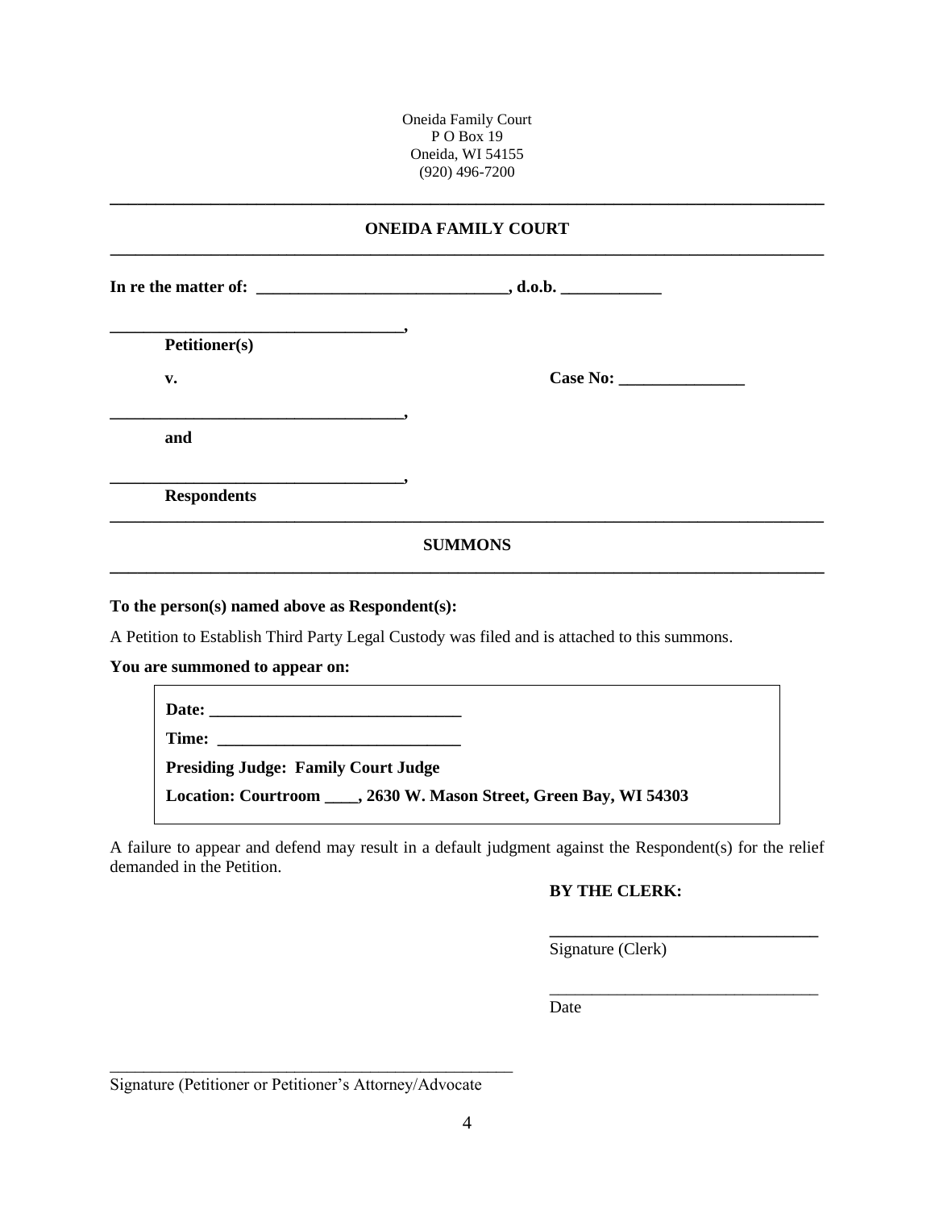Oneida Family Court
P O Box 19
Oneida, WI 54155
(920) 496-7200

---

## ONEIDA FAMILY COURT

---

**In re the matter of: ______________________________, d.o.b. ____________**

**___________________________________,**
**Petitioner(s)**

**v.** **Case No: _______________**

**___________________________________,**
**and**

**___________________________________,**
**Respondents**

---

## SUMMONS

---

**To the person(s) named above as Respondent(s):**

A Petition to Establish Third Party Legal Custody was filed and is attached to this summons.

**You are summoned to appear on:**

**Date: ______________________________**

**Time: ______________________________**

**Presiding Judge: Family Court Judge**

**Location: Courtroom ____, 2630 W. Mason Street, Green Bay, WI 54303**

A failure to appear and defend may result in a default judgment against the Respondent(s) for the relief demanded in the Petition.

**BY THE CLERK:**

________________________________
Signature (Clerk)

________________________________
Date

__________________________________________________
Signature (Petitioner or Petitioner's Attorney/Advocate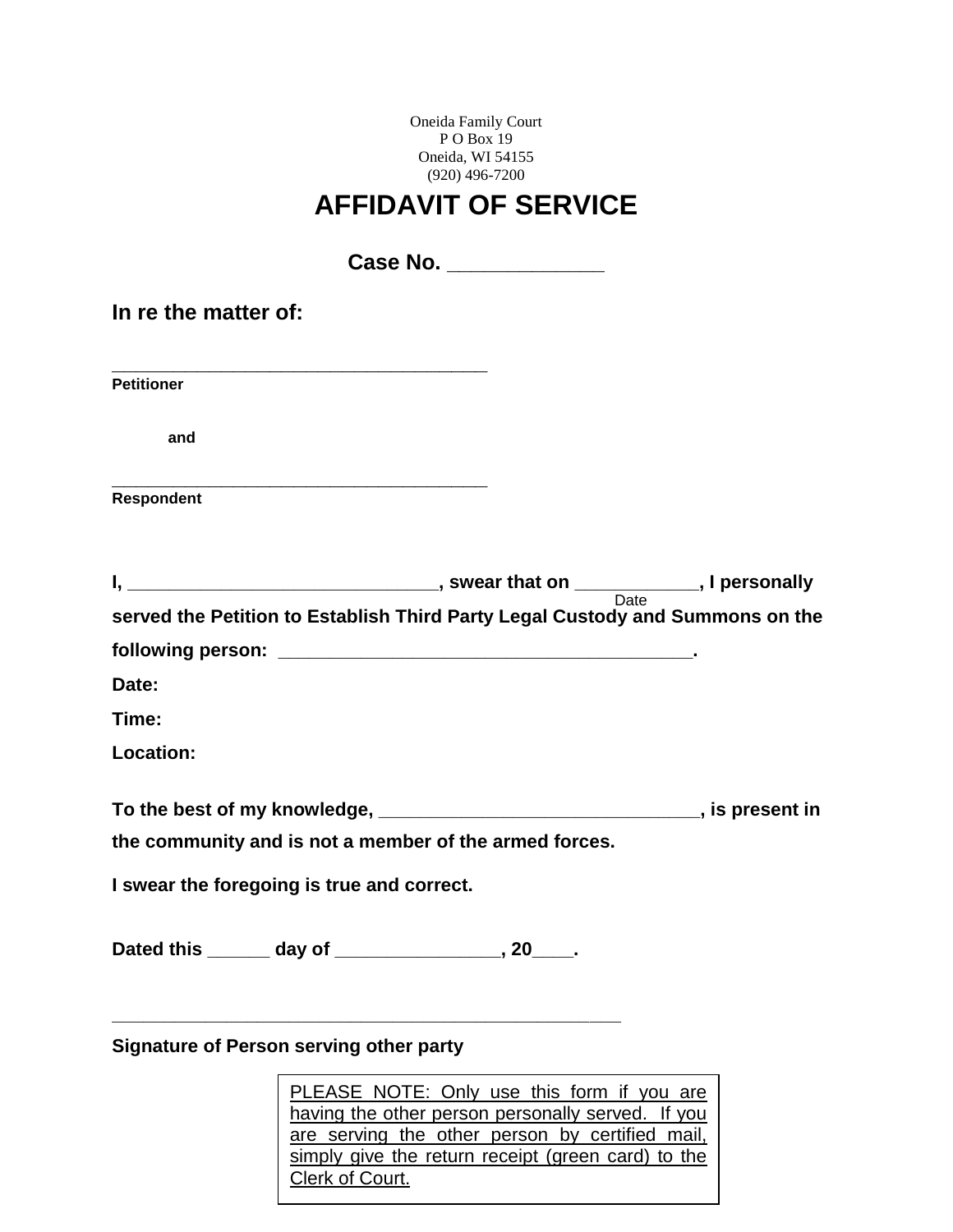Oneida Family Court
P O Box 19
Oneida, WI 54155
(920) 496-7200

# AFFIDAVIT OF SERVICE

**Case No. _____________**

**In re the matter of:**

_________________________________________
**Petitioner**

**and**

_________________________________________
**Respondent**

**I, ______________________________, swear that on ____________, I personally served the Petition to Establish Third Party Legal Custody and Summons on the following person: _________________________________________.**

Date

**Date:**

**Time:**

**Location:**

**To the best of my knowledge, ______________________________, is present in the community and is not a member of the armed forces.**

**I swear the foregoing is true and correct.**

**Dated this ______ day of ________________, 20____.**

_________________________________________________

**Signature of Person serving other party**

PLEASE NOTE: Only use this form if you are having the other person personally served. If you are serving the other person by certified mail, simply give the return receipt (green card) to the Clerk of Court.